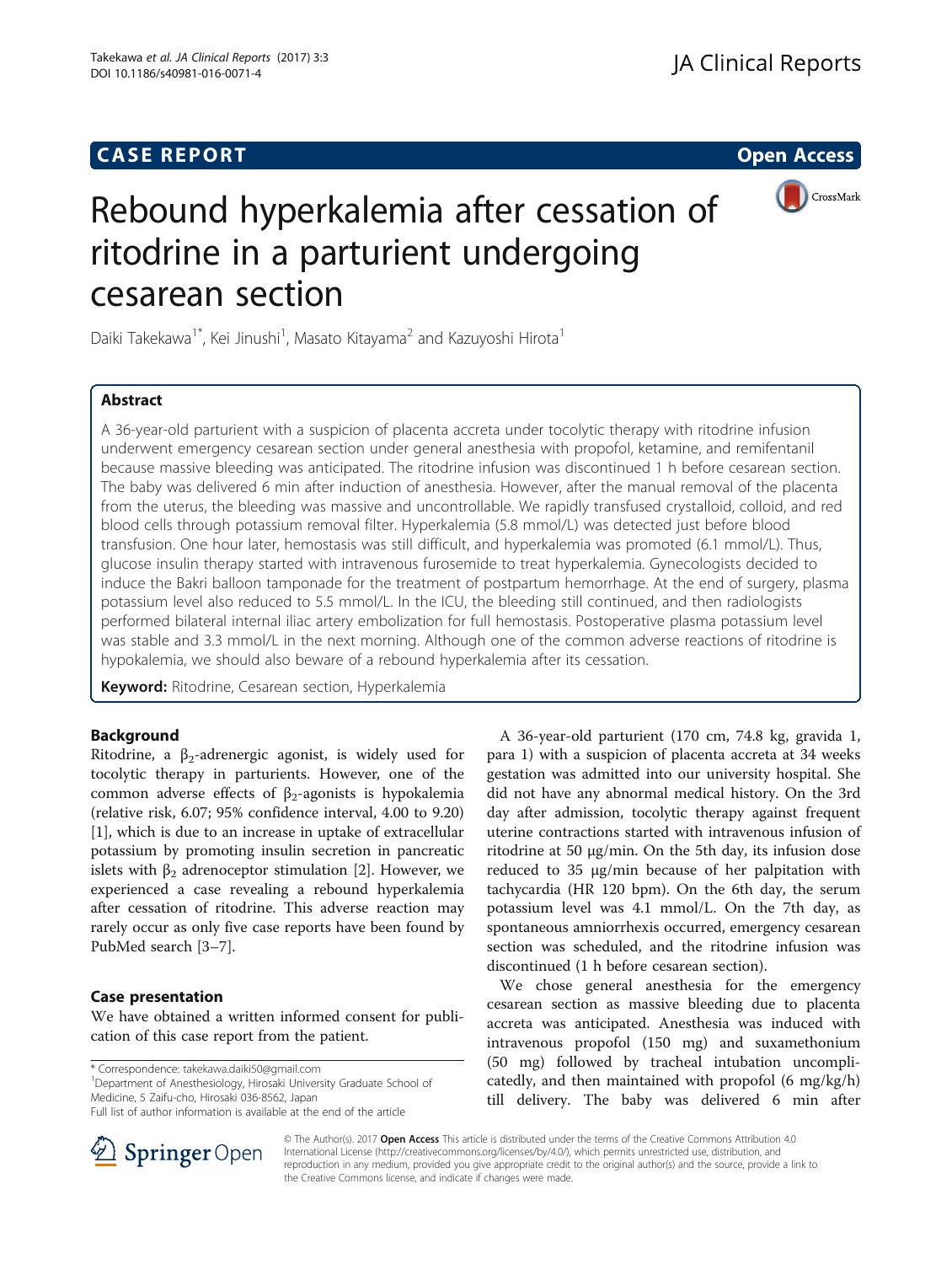CASE REPORT Open Access

# Rebound hyperkalemia after cessation of ritodrine in a parturient undergoing cesarean section

Daiki Takekawa[1*], Kei Jinushi[1], Masato Kitayama[2] and Kazuyoshi Hirota[1]

## Abstract

A 36-year-old parturient with a suspicion of placenta accreta under tocolytic therapy with ritodrine infusion underwent emergency cesarean section under general anesthesia with propofol, ketamine, and remifentanil because massive bleeding was anticipated. The ritodrine infusion was discontinued 1 h before cesarean section. The baby was delivered 6 min after induction of anesthesia. However, after the manual removal of the placenta from the uterus, the bleeding was massive and uncontrollable. We rapidly transfused crystalloid, colloid, and red blood cells through potassium removal filter. Hyperkalemia (5.8 mmol/L) was detected just before blood transfusion. One hour later, hemostasis was still difficult, and hyperkalemia was promoted (6.1 mmol/L). Thus, glucose insulin therapy started with intravenous furosemide to treat hyperkalemia. Gynecologists decided to induce the Bakri balloon tamponade for the treatment of postpartum hemorrhage. At the end of surgery, plasma potassium level also reduced to 5.5 mmol/L. In the ICU, the bleeding still continued, and then radiologists performed bilateral internal iliac artery embolization for full hemostasis. Postoperative plasma potassium level was stable and 3.3 mmol/L in the next morning. Although one of the common adverse reactions of ritodrine is hypokalemia, we should also beware of a rebound hyperkalemia after its cessation.

**Keyword:** Ritodrine, Cesarean section, Hyperkalemia

## Background

Ritodrine, a $\beta_2$-adrenergic agonist, is widely used for tocolytic therapy in parturients. However, one of the common adverse effects of $\beta_2$-agonists is hypokalemia (relative risk, 6.07; 95% confidence interval, 4.00 to 9.20) [1], which is due to an increase in uptake of extracellular potassium by promoting insulin secretion in pancreatic islets with $\beta_2$ adrenoceptor stimulation [2]. However, we experienced a case revealing a rebound hyperkalemia after cessation of ritodrine. This adverse reaction may rarely occur as only five case reports have been found by PubMed search [3–7].

## Case presentation

We have obtained a written informed consent for publication of this case report from the patient.

A 36-year-old parturient (170 cm, 74.8 kg, gravida 1, para 1) with a suspicion of placenta accreta at 34 weeks gestation was admitted into our university hospital. She did not have any abnormal medical history. On the 3rd day after admission, tocolytic therapy against frequent uterine contractions started with intravenous infusion of ritodrine at 50 μg/min. On the 5th day, its infusion dose reduced to 35 μg/min because of her palpitation with tachycardia (HR 120 bpm). On the 6th day, the serum potassium level was 4.1 mmol/L. On the 7th day, as spontaneous amniorrhexis occurred, emergency cesarean section was scheduled, and the ritodrine infusion was discontinued (1 h before cesarean section).

We chose general anesthesia for the emergency cesarean section as massive bleeding due to placenta accreta was anticipated. Anesthesia was induced with intravenous propofol (150 mg) and suxamethonium (50 mg) followed by tracheal intubation uncomplicatedly, and then maintained with propofol (6 mg/kg/h) till delivery. The baby was delivered 6 min after

\* Correspondence: takekawa.daiki50@gmail.com
[1]Department of Anesthesiology, Hirosaki University Graduate School of Medicine, 5 Zaifu-cho, Hirosaki 036-8562, Japan
Full list of author information is available at the end of the article

© The Author(s). 2017 **Open Access** This article is distributed under the terms of the Creative Commons Attribution 4.0 International License (http://creativecommons.org/licenses/by/4.0/), which permits unrestricted use, distribution, and reproduction in any medium, provided you give appropriate credit to the original author(s) and the source, provide a link to the Creative Commons license, and indicate if changes were made.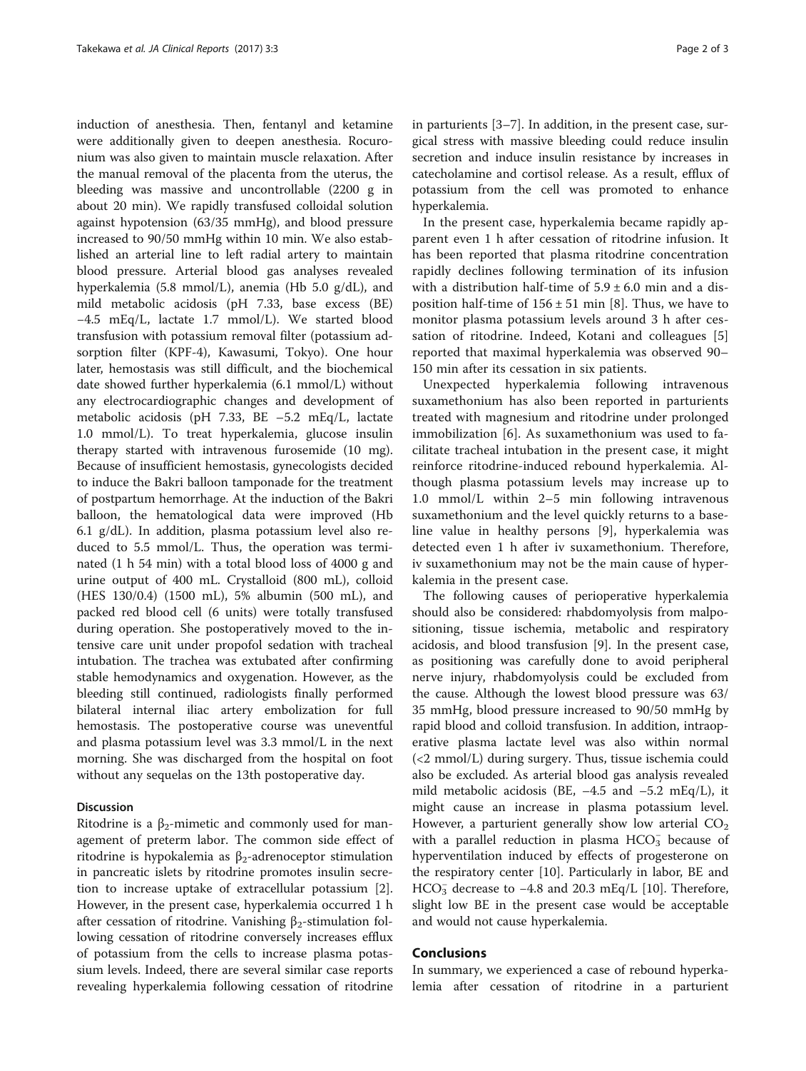induction of anesthesia. Then, fentanyl and ketamine were additionally given to deepen anesthesia. Rocuronium was also given to maintain muscle relaxation. After the manual removal of the placenta from the uterus, the bleeding was massive and uncontrollable (2200 g in about 20 min). We rapidly transfused colloidal solution against hypotension (63/35 mmHg), and blood pressure increased to 90/50 mmHg within 10 min. We also established an arterial line to left radial artery to maintain blood pressure. Arterial blood gas analyses revealed hyperkalemia (5.8 mmol/L), anemia (Hb 5.0 g/dL), and mild metabolic acidosis (pH 7.33, base excess (BE) −4.5 mEq/L, lactate 1.7 mmol/L). We started blood transfusion with potassium removal filter (potassium adsorption filter (KPF-4), Kawasumi, Tokyo). One hour later, hemostasis was still difficult, and the biochemical date showed further hyperkalemia (6.1 mmol/L) without any electrocardiographic changes and development of metabolic acidosis (pH 7.33, BE −5.2 mEq/L, lactate 1.0 mmol/L). To treat hyperkalemia, glucose insulin therapy started with intravenous furosemide (10 mg). Because of insufficient hemostasis, gynecologists decided to induce the Bakri balloon tamponade for the treatment of postpartum hemorrhage. At the induction of the Bakri balloon, the hematological data were improved (Hb 6.1 g/dL). In addition, plasma potassium level also reduced to 5.5 mmol/L. Thus, the operation was terminated (1 h 54 min) with a total blood loss of 4000 g and urine output of 400 mL. Crystalloid (800 mL), colloid (HES 130/0.4) (1500 mL), 5% albumin (500 mL), and packed red blood cell (6 units) were totally transfused during operation. She postoperatively moved to the intensive care unit under propofol sedation with tracheal intubation. The trachea was extubated after confirming stable hemodynamics and oxygenation. However, as the bleeding still continued, radiologists finally performed bilateral internal iliac artery embolization for full hemostasis. The postoperative course was uneventful and plasma potassium level was 3.3 mmol/L in the next morning. She was discharged from the hospital on foot without any sequelas on the 13th postoperative day.

## Discussion

Ritodrine is a $\beta_2$-mimetic and commonly used for management of preterm labor. The common side effect of ritodrine is hypokalemia as $\beta_2$-adrenoceptor stimulation in pancreatic islets by ritodrine promotes insulin secretion to increase uptake of extracellular potassium [2]. However, in the present case, hyperkalemia occurred 1 h after cessation of ritodrine. Vanishing $\beta_2$-stimulation following cessation of ritodrine conversely increases efflux of potassium from the cells to increase plasma potassium levels. Indeed, there are several similar case reports revealing hyperkalemia following cessation of ritodrine in parturients [3–7]. In addition, in the present case, surgical stress with massive bleeding could reduce insulin secretion and induce insulin resistance by increases in catecholamine and cortisol release. As a result, efflux of potassium from the cell was promoted to enhance hyperkalemia.

In the present case, hyperkalemia became rapidly apparent even 1 h after cessation of ritodrine infusion. It has been reported that plasma ritodrine concentration rapidly declines following termination of its infusion with a distribution half-time of 5.9 ± 6.0 min and a disposition half-time of 156 ± 51 min [8]. Thus, we have to monitor plasma potassium levels around 3 h after cessation of ritodrine. Indeed, Kotani and colleagues [5] reported that maximal hyperkalemia was observed 90–150 min after its cessation in six patients.

Unexpected hyperkalemia following intravenous suxamethonium has also been reported in parturients treated with magnesium and ritodrine under prolonged immobilization [6]. As suxamethonium was used to facilitate tracheal intubation in the present case, it might reinforce ritodrine-induced rebound hyperkalemia. Although plasma potassium levels may increase up to 1.0 mmol/L within 2–5 min following intravenous suxamethonium and the level quickly returns to a baseline value in healthy persons [9], hyperkalemia was detected even 1 h after iv suxamethonium. Therefore, iv suxamethonium may not be the main cause of hyperkalemia in the present case.

The following causes of perioperative hyperkalemia should also be considered: rhabdomyolysis from malpositioning, tissue ischemia, metabolic and respiratory acidosis, and blood transfusion [9]. In the present case, as positioning was carefully done to avoid peripheral nerve injury, rhabdomyolysis could be excluded from the cause. Although the lowest blood pressure was 63/35 mmHg, blood pressure increased to 90/50 mmHg by rapid blood and colloid transfusion. In addition, intraoperative plasma lactate level was also within normal (<2 mmol/L) during surgery. Thus, tissue ischemia could also be excluded. As arterial blood gas analysis revealed mild metabolic acidosis (BE, −4.5 and −5.2 mEq/L), it might cause an increase in plasma potassium level. However, a parturient generally show low arterial $CO_2$ with a parallel reduction in plasma $HCO_3^-$ because of hyperventilation induced by effects of progesterone on the respiratory center [10]. Particularly in labor, BE and $HCO_3^-$ decrease to −4.8 and 20.3 mEq/L [10]. Therefore, slight low BE in the present case would be acceptable and would not cause hyperkalemia.

## Conclusions

In summary, we experienced a case of rebound hyperkalemia after cessation of ritodrine in a parturient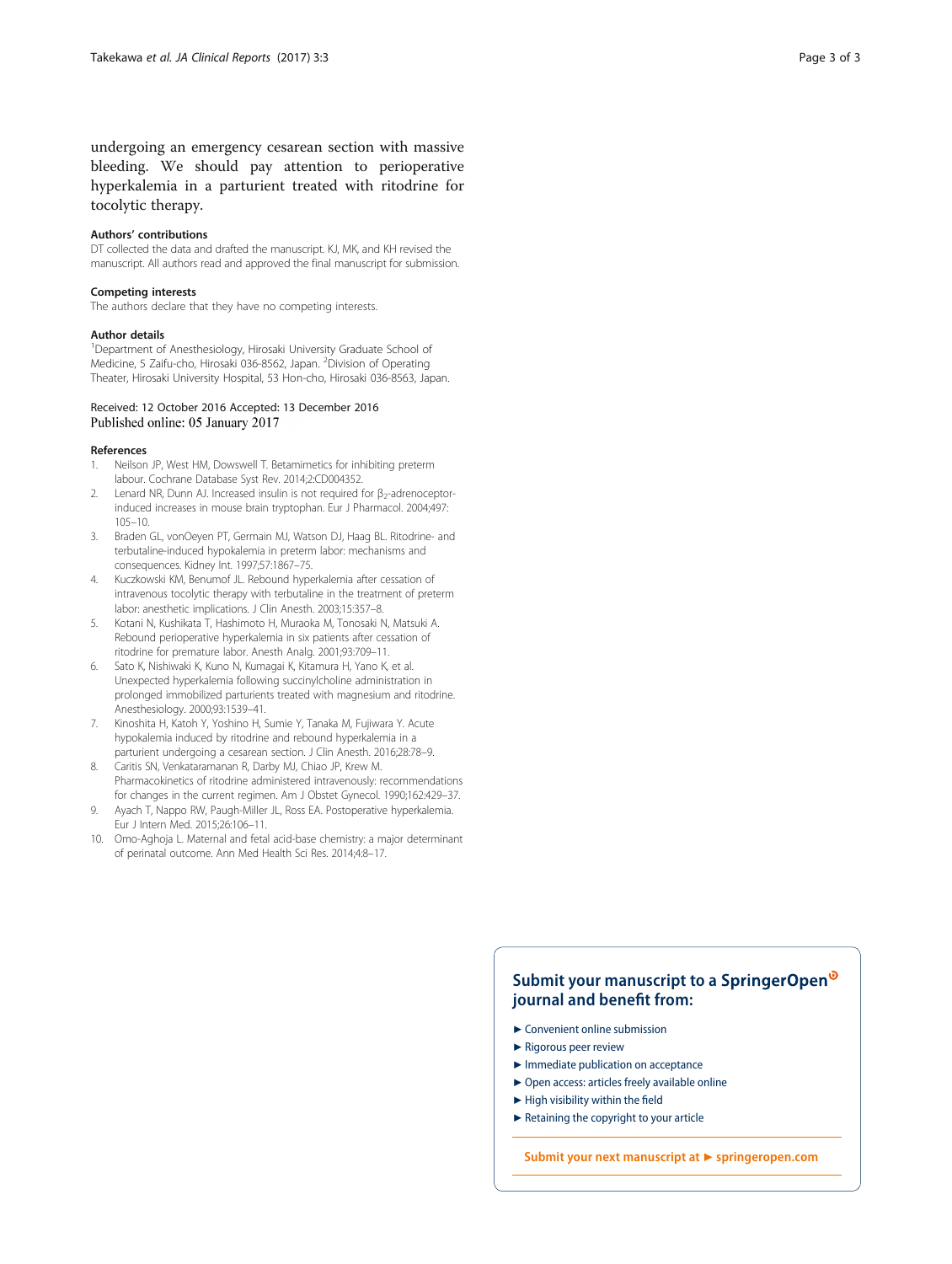undergoing an emergency cesarean section with massive bleeding. We should pay attention to perioperative hyperkalemia in a parturient treated with ritodrine for tocolytic therapy.

### Authors' contributions

DT collected the data and drafted the manuscript. KJ, MK, and KH revised the manuscript. All authors read and approved the final manuscript for submission.

### Competing interests

The authors declare that they have no competing interests.

### Author details

[1]Department of Anesthesiology, Hirosaki University Graduate School of Medicine, 5 Zaifu-cho, Hirosaki 036-8562, Japan. [2]Division of Operating Theater, Hirosaki University Hospital, 53 Hon-cho, Hirosaki 036-8563, Japan.

Received: 12 October 2016 Accepted: 13 December 2016
Published online: 05 January 2017

### References

1. Neilson JP, West HM, Dowswell T. Betamimetics for inhibiting preterm labour. Cochrane Database Syst Rev. 2014;2:CD004352.
2. Lenard NR, Dunn AJ. Increased insulin is not required for $\beta_2$-adrenoceptor-induced increases in mouse brain tryptophan. Eur J Pharmacol. 2004;497:105–10.
3. Braden GL, vonOeyen PT, Germain MJ, Watson DJ, Haag BL. Ritodrine- and terbutaline-induced hypokalemia in preterm labor: mechanisms and consequences. Kidney Int. 1997;57:1867–75.
4. Kuczkowski KM, Benumof JL. Rebound hyperkalemia after cessation of intravenous tocolytic therapy with terbutaline in the treatment of preterm labor: anesthetic implications. J Clin Anesth. 2003;15:357–8.
5. Kotani N, Kushikata T, Hashimoto H, Muraoka M, Tonosaki N, Matsuki A. Rebound perioperative hyperkalemia in six patients after cessation of ritodrine for premature labor. Anesth Analg. 2001;93:709–11.
6. Sato K, Nishiwaki K, Kuno N, Kumagai K, Kitamura H, Yano K, et al. Unexpected hyperkalemia following succinylcholine administration in prolonged immobilized parturients treated with magnesium and ritodrine. Anesthesiology. 2000;93:1539–41.
7. Kinoshita H, Katoh Y, Yoshino H, Sumie Y, Tanaka M, Fujiwara Y. Acute hypokalemia induced by ritodrine and rebound hyperkalemia in a parturient undergoing a cesarean section. J Clin Anesth. 2016;28:78–9.
8. Caritis SN, Venkataramanan R, Darby MJ, Chiao JP, Krew M. Pharmacokinetics of ritodrine administered intravenously: recommendations for changes in the current regimen. Am J Obstet Gynecol. 1990;162:429–37.
9. Ayach T, Nappo RW, Paugh-Miller JL, Ross EA. Postoperative hyperkalemia. Eur J Intern Med. 2015;26:106–11.
10. Omo-Aghoja L. Maternal and fetal acid-base chemistry: a major determinant of perinatal outcome. Ann Med Health Sci Res. 2014;4:8–17.